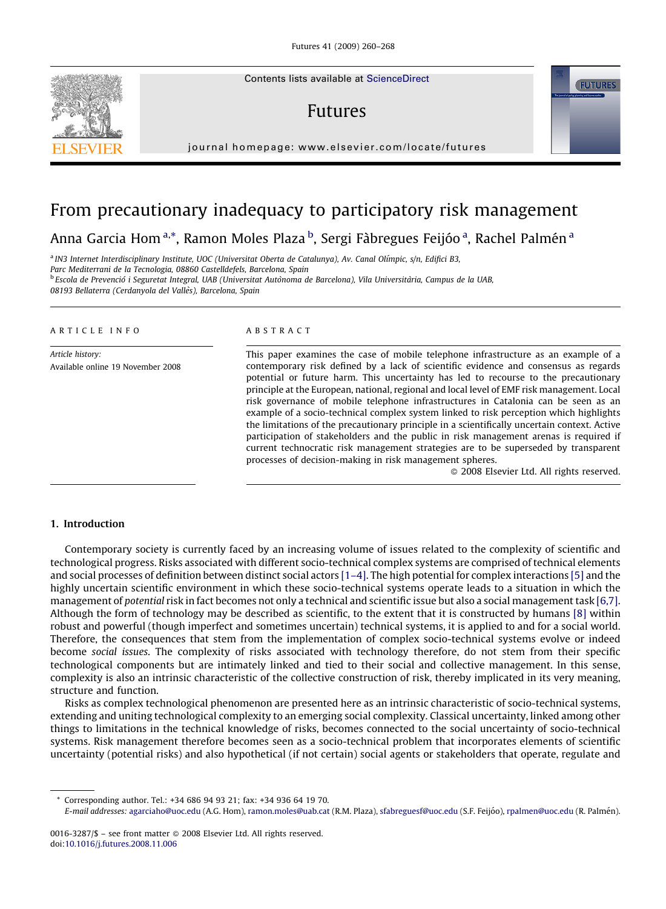# From precautionary inadequacy to participatory risk management

Anna Garcia Hom [a,*], Ramon Moles Plaza [b], Sergi Fàbregues Feijóo [a], Rachel Palmén [a]

[a] IN3 Internet Interdisciplinary Institute, UOC (Universitat Oberta de Catalunya), Av. Canal Olímpic, s/n, Edifici B3, Parc Mediterrani de la Tecnologia, 08860 Castelldefels, Barcelona, Spain

[b] Escola de Prevenció i Seguretat Integral, UAB (Universitat Autònoma de Barcelona), Vila Universitària, Campus de la UAB, 08193 Bellaterra (Cerdanyola del Vallès), Barcelona, Spain

ARTICLE INFO

*Article history:*
Available online 19 November 2008

ABSTRACT

This paper examines the case of mobile telephone infrastructure as an example of a contemporary risk defined by a lack of scientific evidence and consensus as regards potential or future harm. This uncertainty has led to recourse to the precautionary principle at the European, national, regional and local level of EMF risk management. Local risk governance of mobile telephone infrastructures in Catalonia can be seen as an example of a socio-technical complex system linked to risk perception which highlights the limitations of the precautionary principle in a scientifically uncertain context. Active participation of stakeholders and the public in risk management arenas is required if current technocratic risk management strategies are to be superseded by transparent processes of decision-making in risk management spheres.

© 2008 Elsevier Ltd. All rights reserved.

## 1. Introduction

Contemporary society is currently faced by an increasing volume of issues related to the complexity of scientific and technological progress. Risks associated with different socio-technical complex systems are comprised of technical elements and social processes of definition between distinct social actors [1–4]. The high potential for complex interactions [5] and the highly uncertain scientific environment in which these socio-technical systems operate leads to a situation in which the management of *potential* risk in fact becomes not only a technical and scientific issue but also a social management task [6,7]. Although the form of technology may be described as scientific, to the extent that it is constructed by humans [8] within robust and powerful (though imperfect and sometimes uncertain) technical systems, it is applied to and for a social world. Therefore, the consequences that stem from the implementation of complex socio-technical systems evolve or indeed become *social issues*. The complexity of risks associated with technology therefore, do not stem from their specific technological components but are intimately linked and tied to their social and collective management. In this sense, complexity is also an intrinsic characteristic of the collective construction of risk, thereby implicated in its very meaning, structure and function.

Risks as complex technological phenomenon are presented here as an intrinsic characteristic of socio-technical systems, extending and uniting technological complexity to an emerging social complexity. Classical uncertainty, linked among other things to limitations in the technical knowledge of risks, becomes connected to the social uncertainty of socio-technical systems. Risk management therefore becomes seen as a socio-technical problem that incorporates elements of scientific uncertainty (potential risks) and also hypothetical (if not certain) social agents or stakeholders that operate, regulate and

* Corresponding author. Tel.: +34 686 94 93 21; fax: +34 936 64 19 70.
*E-mail addresses:* agarciaho@uoc.edu (A.G. Hom), ramon.moles@uab.cat (R.M. Plaza), sfabreguesf@uoc.edu (S.F. Feijóo), rpalmen@uoc.edu (R. Palmén).

0016-3287/$ – see front matter © 2008 Elsevier Ltd. All rights reserved.
doi:10.1016/j.futures.2008.11.006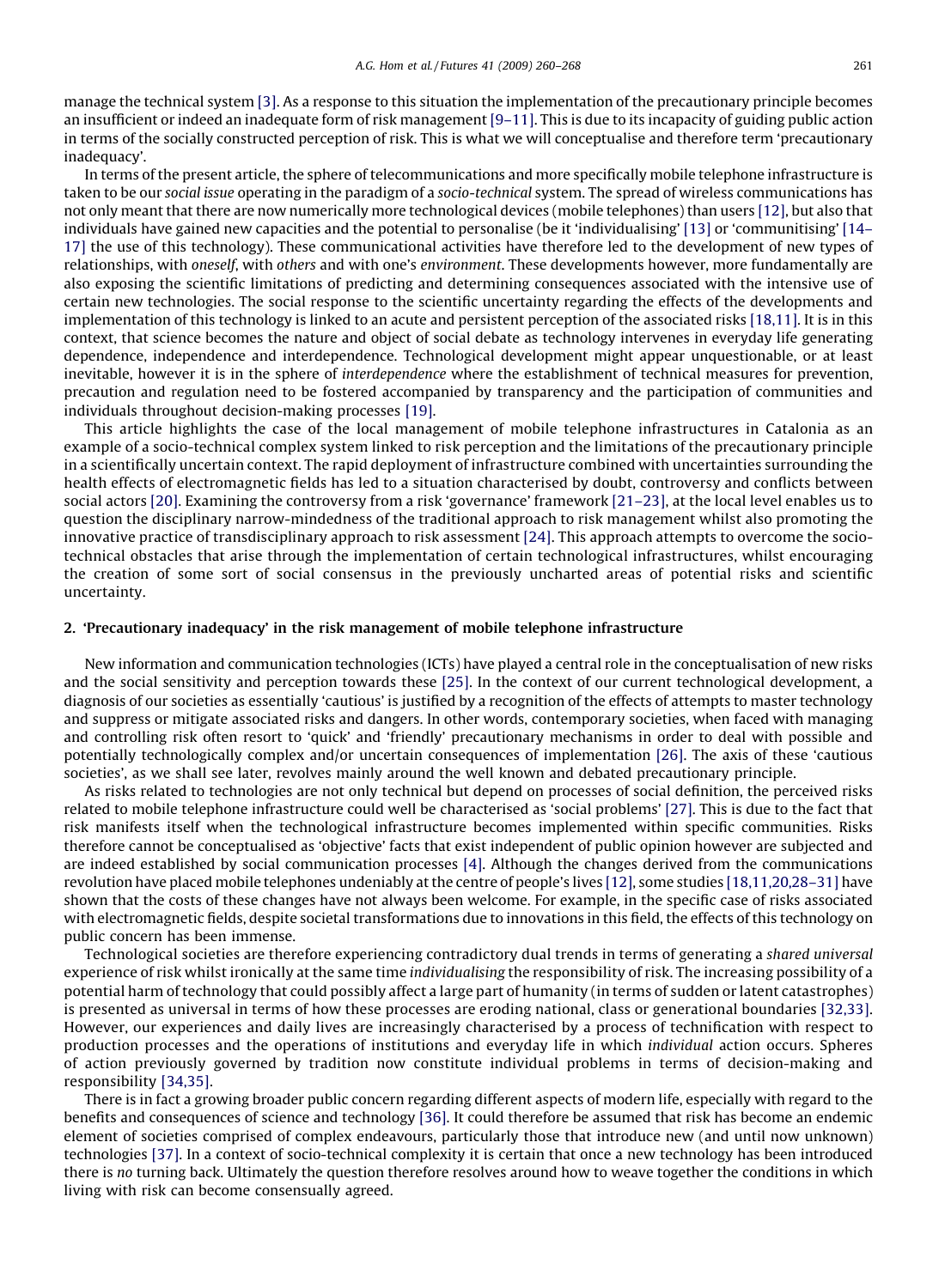manage the technical system [3]. As a response to this situation the implementation of the precautionary principle becomes an insufficient or indeed an inadequate form of risk management [9–11]. This is due to its incapacity of guiding public action in terms of the socially constructed perception of risk. This is what we will conceptualise and therefore term 'precautionary inadequacy'.

In terms of the present article, the sphere of telecommunications and more specifically mobile telephone infrastructure is taken to be our *social issue* operating in the paradigm of a *socio-technical* system. The spread of wireless communications has not only meant that there are now numerically more technological devices (mobile telephones) than users [12], but also that individuals have gained new capacities and the potential to personalise (be it 'individualising' [13] or 'communitising' [14–17] the use of this technology). These communicational activities have therefore led to the development of new types of relationships, with *oneself*, with *others* and with one's *environment*. These developments however, more fundamentally are also exposing the scientific limitations of predicting and determining consequences associated with the intensive use of certain new technologies. The social response to the scientific uncertainty regarding the effects of the developments and implementation of this technology is linked to an acute and persistent perception of the associated risks [18,11]. It is in this context, that science becomes the nature and object of social debate as technology intervenes in everyday life generating dependence, independence and interdependence. Technological development might appear unquestionable, or at least inevitable, however it is in the sphere of *interdependence* where the establishment of technical measures for prevention, precaution and regulation need to be fostered accompanied by transparency and the participation of communities and individuals throughout decision-making processes [19].

This article highlights the case of the local management of mobile telephone infrastructures in Catalonia as an example of a socio-technical complex system linked to risk perception and the limitations of the precautionary principle in a scientifically uncertain context. The rapid deployment of infrastructure combined with uncertainties surrounding the health effects of electromagnetic fields has led to a situation characterised by doubt, controversy and conflicts between social actors [20]. Examining the controversy from a risk 'governance' framework [21–23], at the local level enables us to question the disciplinary narrow-mindedness of the traditional approach to risk management whilst also promoting the innovative practice of transdisciplinary approach to risk assessment [24]. This approach attempts to overcome the socio-technical obstacles that arise through the implementation of certain technological infrastructures, whilst encouraging the creation of some sort of social consensus in the previously uncharted areas of potential risks and scientific uncertainty.

## 2. 'Precautionary inadequacy' in the risk management of mobile telephone infrastructure

New information and communication technologies (ICTs) have played a central role in the conceptualisation of new risks and the social sensitivity and perception towards these [25]. In the context of our current technological development, a diagnosis of our societies as essentially 'cautious' is justified by a recognition of the effects of attempts to master technology and suppress or mitigate associated risks and dangers. In other words, contemporary societies, when faced with managing and controlling risk often resort to 'quick' and 'friendly' precautionary mechanisms in order to deal with possible and potentially technologically complex and/or uncertain consequences of implementation [26]. The axis of these 'cautious societies', as we shall see later, revolves mainly around the well known and debated precautionary principle.

As risks related to technologies are not only technical but depend on processes of social definition, the perceived risks related to mobile telephone infrastructure could well be characterised as 'social problems' [27]. This is due to the fact that risk manifests itself when the technological infrastructure becomes implemented within specific communities. Risks therefore cannot be conceptualised as 'objective' facts that exist independent of public opinion however are subjected and are indeed established by social communication processes [4]. Although the changes derived from the communications revolution have placed mobile telephones undeniably at the centre of people's lives [12], some studies [18,11,20,28–31] have shown that the costs of these changes have not always been welcome. For example, in the specific case of risks associated with electromagnetic fields, despite societal transformations due to innovations in this field, the effects of this technology on public concern has been immense.

Technological societies are therefore experiencing contradictory dual trends in terms of generating a *shared universal* experience of risk whilst ironically at the same time *individualising* the responsibility of risk. The increasing possibility of a potential harm of technology that could possibly affect a large part of humanity (in terms of sudden or latent catastrophes) is presented as universal in terms of how these processes are eroding national, class or generational boundaries [32,33]. However, our experiences and daily lives are increasingly characterised by a process of technification with respect to production processes and the operations of institutions and everyday life in which *individual* action occurs. Spheres of action previously governed by tradition now constitute individual problems in terms of decision-making and responsibility [34,35].

There is in fact a growing broader public concern regarding different aspects of modern life, especially with regard to the benefits and consequences of science and technology [36]. It could therefore be assumed that risk has become an endemic element of societies comprised of complex endeavours, particularly those that introduce new (and until now unknown) technologies [37]. In a context of socio-technical complexity it is certain that once a new technology has been introduced there is *no* turning back. Ultimately the question therefore resolves around how to weave together the conditions in which living with risk can become consensually agreed.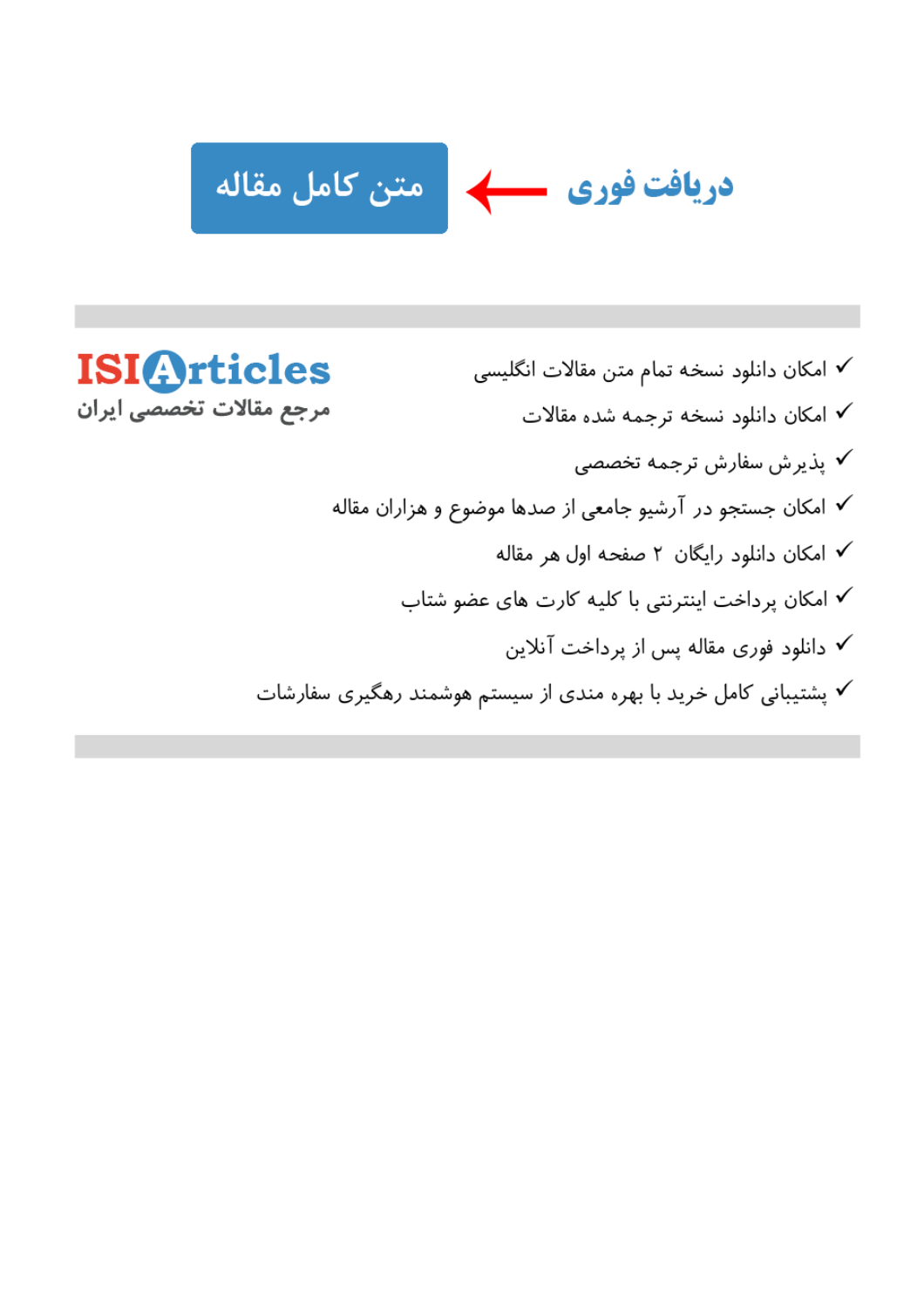دریافت فوری ← **متن کامل مقاله**

**ISIArticles**
مرجع مقالات تخصصی ایران

- ✓ امکان دانلود نسخه تمام متن مقالات انگلیسی
- ✓ امکان دانلود نسخه ترجمه شده مقالات
- ✓ پذیرش سفارش ترجمه تخصصی
- ✓ امکان جستجو در آرشیو جامعی از صدها موضوع و هزاران مقاله
- ✓ امکان دانلود رایگان ۲ صفحه اول هر مقاله
- ✓ امکان پرداخت اینترنتی با کلیه کارت های عضو شتاب
- ✓ دانلود فوری مقاله پس از پرداخت آنلاین
- ✓ پشتیبانی کامل خرید با بهره مندی از سیستم هوشمند رهگیری سفارشات